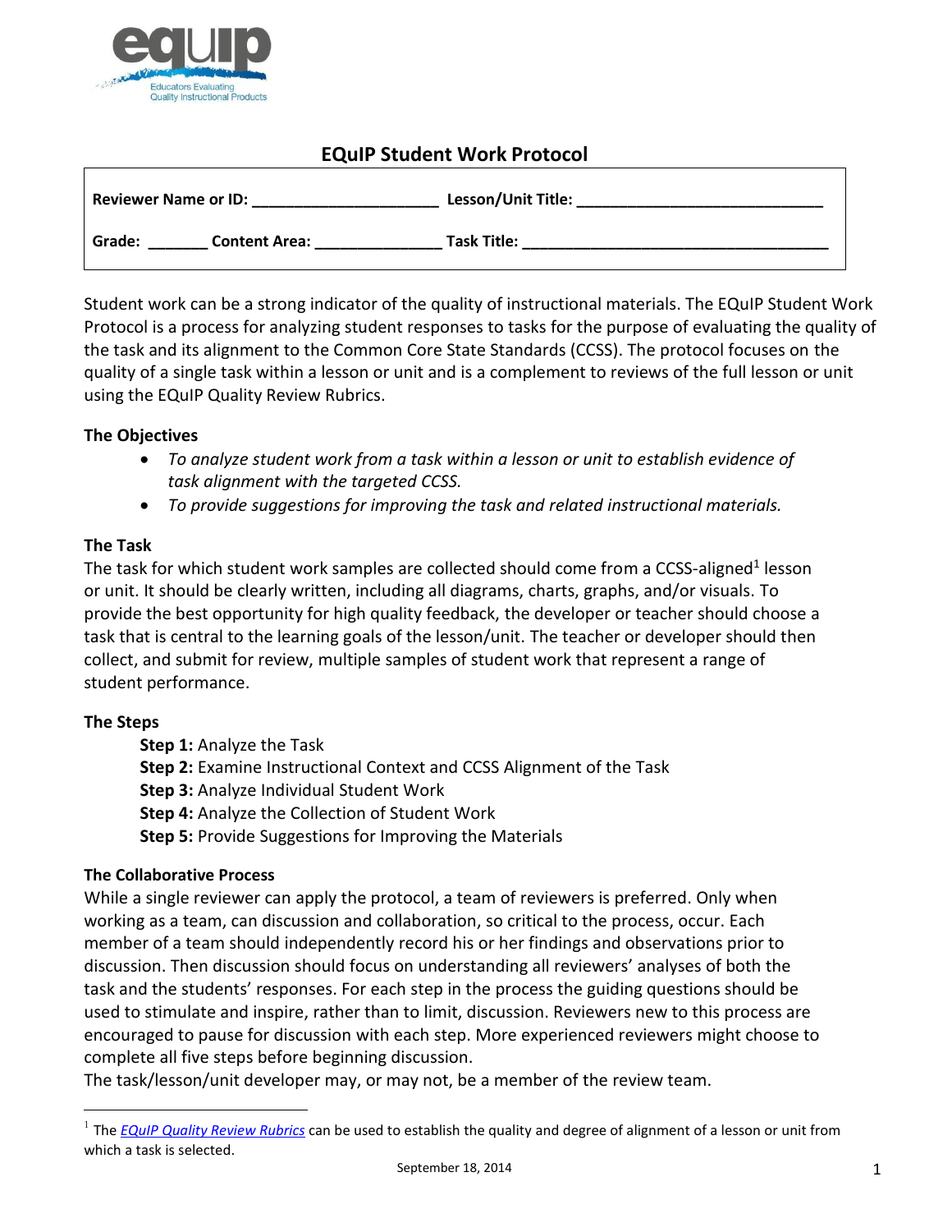equip

Educators Evaluating Quality Instructional Products

# EQuIP Student Work Protocol

| | |
|---|---|
| **Reviewer Name or ID:** _____________________ | **Lesson/Unit Title:** ____________________________ |
| **Grade:** _______ **Content Area:** ______________ | **Task Title:** ___________________________________ |

Student work can be a strong indicator of the quality of instructional materials. The EQuIP Student Work Protocol is a process for analyzing student responses to tasks for the purpose of evaluating the quality of the task and its alignment to the Common Core State Standards (CCSS). The protocol focuses on the quality of a single task within a lesson or unit and is a complement to reviews of the full lesson or unit using the EQuIP Quality Review Rubrics.

## The Objectives

- *To analyze student work from a task within a lesson or unit to establish evidence of task alignment with the targeted CCSS.*
- *To provide suggestions for improving the task and related instructional materials.*

## The Task

The task for which student work samples are collected should come from a CCSS-aligned[1] lesson or unit. It should be clearly written, including all diagrams, charts, graphs, and/or visuals. To provide the best opportunity for high quality feedback, the developer or teacher should choose a task that is central to the learning goals of the lesson/unit. The teacher or developer should then collect, and submit for review, multiple samples of student work that represent a range of student performance.

## The Steps

**Step 1:** Analyze the Task
**Step 2:** Examine Instructional Context and CCSS Alignment of the Task
**Step 3:** Analyze Individual Student Work
**Step 4:** Analyze the Collection of Student Work
**Step 5:** Provide Suggestions for Improving the Materials

## The Collaborative Process

While a single reviewer can apply the protocol, a team of reviewers is preferred. Only when working as a team, can discussion and collaboration, so critical to the process, occur. Each member of a team should independently record his or her findings and observations prior to discussion. Then discussion should focus on understanding all reviewers' analyses of both the task and the students' responses. For each step in the process the guiding questions should be used to stimulate and inspire, rather than to limit, discussion. Reviewers new to this process are encouraged to pause for discussion with each step. More experienced reviewers might choose to complete all five steps before beginning discussion.
The task/lesson/unit developer may, or may not, be a member of the review team.

---

[1] The *EQuIP Quality Review Rubrics* can be used to establish the quality and degree of alignment of a lesson or unit from which a task is selected.

September 18, 2014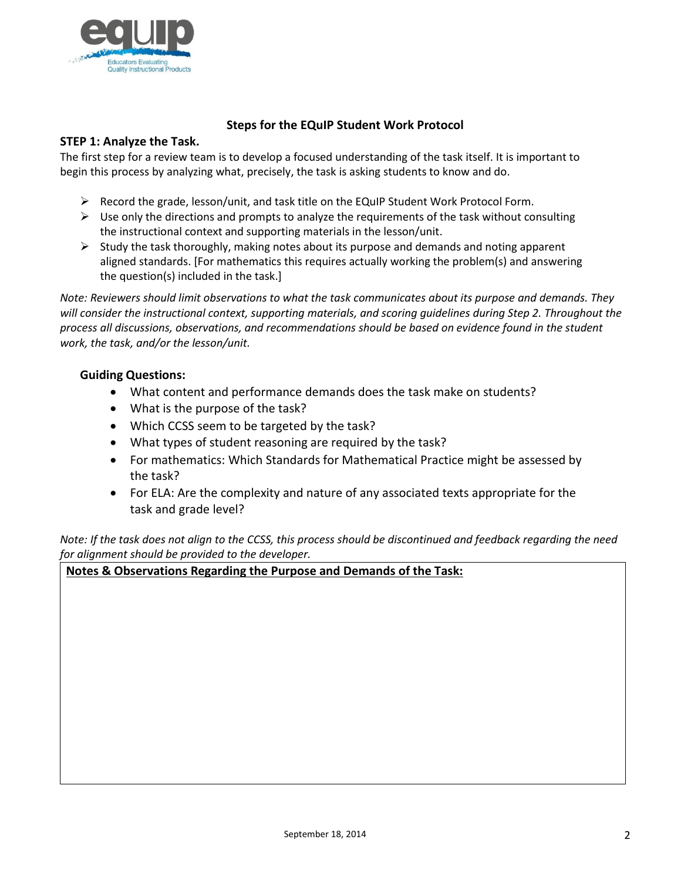## Steps for the EQuIP Student Work Protocol

### STEP 1: Analyze the Task.

The first step for a review team is to develop a focused understanding of the task itself. It is important to begin this process by analyzing what, precisely, the task is asking students to know and do.

- Record the grade, lesson/unit, and task title on the EQuIP Student Work Protocol Form.
- Use only the directions and prompts to analyze the requirements of the task without consulting the instructional context and supporting materials in the lesson/unit.
- Study the task thoroughly, making notes about its purpose and demands and noting apparent aligned standards. [For mathematics this requires actually working the problem(s) and answering the question(s) included in the task.]

*Note: Reviewers should limit observations to what the task communicates about its purpose and demands. They will consider the instructional context, supporting materials, and scoring guidelines during Step 2. Throughout the process all discussions, observations, and recommendations should be based on evidence found in the student work, the task, and/or the lesson/unit.*

**Guiding Questions:**

- What content and performance demands does the task make on students?
- What is the purpose of the task?
- Which CCSS seem to be targeted by the task?
- What types of student reasoning are required by the task?
- For mathematics: Which Standards for Mathematical Practice might be assessed by the task?
- For ELA: Are the complexity and nature of any associated texts appropriate for the task and grade level?

*Note: If the task does not align to the CCSS, this process should be discontinued and feedback regarding the need for alignment should be provided to the developer.*

| **Notes & Observations Regarding the Purpose and Demands of the Task:** |
| --- |
| |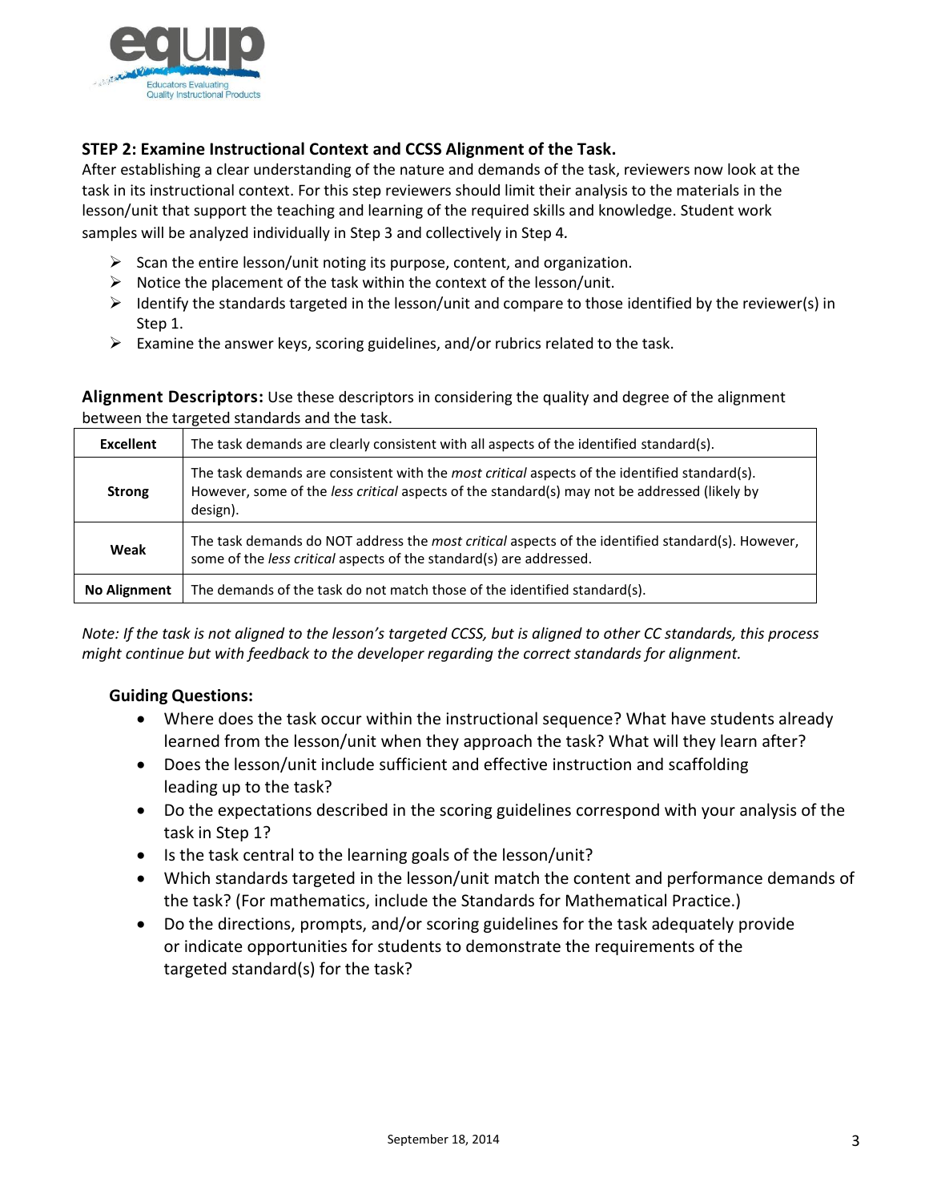### STEP 2: Examine Instructional Context and CCSS Alignment of the Task.

After establishing a clear understanding of the nature and demands of the task, reviewers now look at the task in its instructional context. For this step reviewers should limit their analysis to the materials in the lesson/unit that support the teaching and learning of the required skills and knowledge. Student work samples will be analyzed individually in Step 3 and collectively in Step 4.

- Scan the entire lesson/unit noting its purpose, content, and organization.
- Notice the placement of the task within the context of the lesson/unit.
- Identify the standards targeted in the lesson/unit and compare to those identified by the reviewer(s) in Step 1.
- Examine the answer keys, scoring guidelines, and/or rubrics related to the task.

**Alignment Descriptors:** Use these descriptors in considering the quality and degree of the alignment between the targeted standards and the task.

| | |
|---|---|
| **Excellent** | The task demands are clearly consistent with all aspects of the identified standard(s). |
| **Strong** | The task demands are consistent with the *most critical* aspects of the identified standard(s). However, some of the *less critical* aspects of the standard(s) may not be addressed (likely by design). |
| **Weak** | The task demands do NOT address the *most critical* aspects of the identified standard(s). However, some of the *less critical* aspects of the standard(s) are addressed. |
| **No Alignment** | The demands of the task do not match those of the identified standard(s). |

*Note: If the task is not aligned to the lesson's targeted CCSS, but is aligned to other CC standards, this process might continue but with feedback to the developer regarding the correct standards for alignment.*

**Guiding Questions:**

- Where does the task occur within the instructional sequence? What have students already learned from the lesson/unit when they approach the task? What will they learn after?
- Does the lesson/unit include sufficient and effective instruction and scaffolding leading up to the task?
- Do the expectations described in the scoring guidelines correspond with your analysis of the task in Step 1?
- Is the task central to the learning goals of the lesson/unit?
- Which standards targeted in the lesson/unit match the content and performance demands of the task? (For mathematics, include the Standards for Mathematical Practice.)
- Do the directions, prompts, and/or scoring guidelines for the task adequately provide or indicate opportunities for students to demonstrate the requirements of the targeted standard(s) for the task?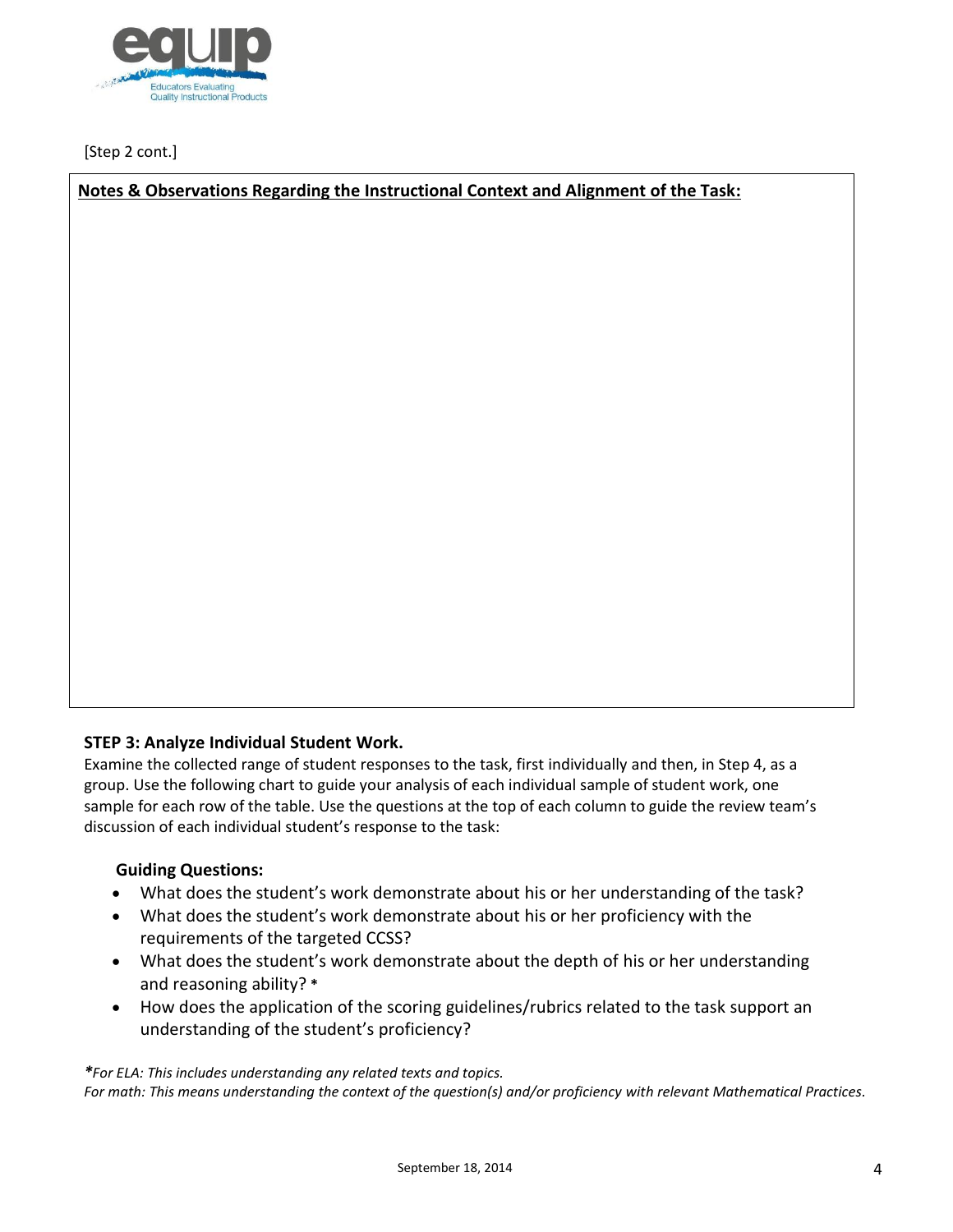[Step 2 cont.]

**Notes & Observations Regarding the Instructional Context and Alignment of the Task:**

### STEP 3: Analyze Individual Student Work.

Examine the collected range of student responses to the task, first individually and then, in Step 4, as a group. Use the following chart to guide your analysis of each individual sample of student work, one sample for each row of the table. Use the questions at the top of each column to guide the review team's discussion of each individual student's response to the task:

**Guiding Questions:**

- What does the student's work demonstrate about his or her understanding of the task?
- What does the student's work demonstrate about his or her proficiency with the requirements of the targeted CCSS?
- What does the student's work demonstrate about the depth of his or her understanding and reasoning ability? *
- How does the application of the scoring guidelines/rubrics related to the task support an understanding of the student's proficiency?

****For ELA: This includes understanding any related texts and topics.***
*For math: This means understanding the context of the question(s) and/or proficiency with relevant Mathematical Practices.*

September 18, 2014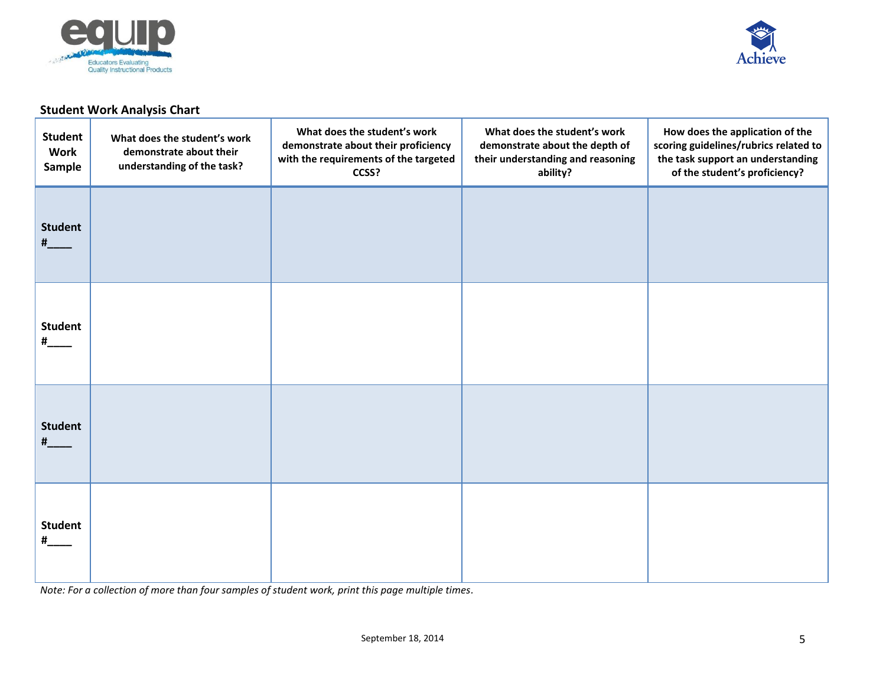**Student Work Analysis Chart**

| Student Work Sample | What does the student's work demonstrate about their understanding of the task? | What does the student's work demonstrate about their proficiency with the requirements of the targeted CCSS? | What does the student's work demonstrate about the depth of their understanding and reasoning ability? | How does the application of the scoring guidelines/rubrics related to the task support an understanding of the student's proficiency? |
|---|---|---|---|---|
| **Student #____** | | | | |
| **Student #____** | | | | |
| **Student #____** | | | | |
| **Student #____** | | | | |

*Note: For a collection of more than four samples of student work, print this page multiple times.*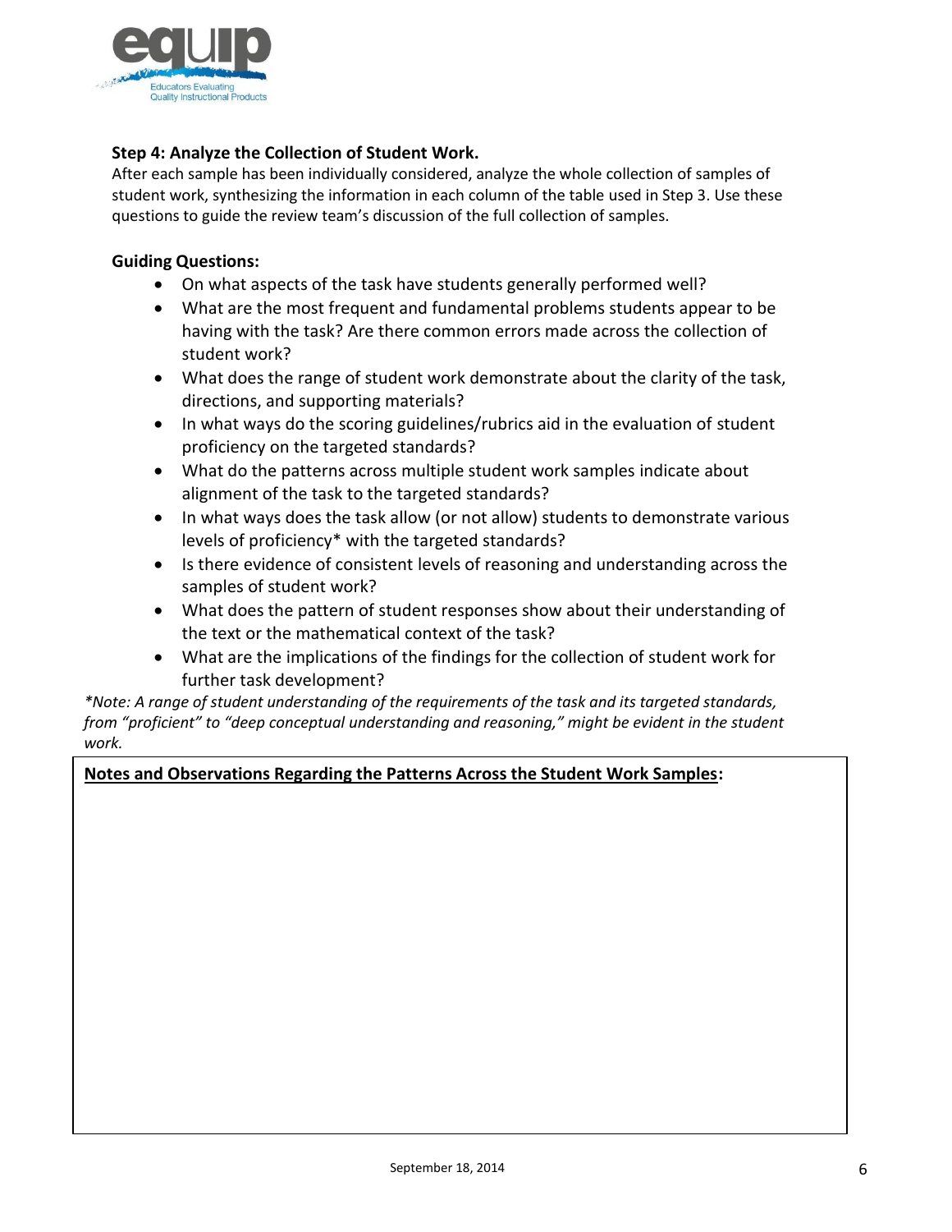### Step 4: Analyze the Collection of Student Work.

After each sample has been individually considered, analyze the whole collection of samples of student work, synthesizing the information in each column of the table used in Step 3. Use these questions to guide the review team's discussion of the full collection of samples.

**Guiding Questions:**

- On what aspects of the task have students generally performed well?
- What are the most frequent and fundamental problems students appear to be having with the task? Are there common errors made across the collection of student work?
- What does the range of student work demonstrate about the clarity of the task, directions, and supporting materials?
- In what ways do the scoring guidelines/rubrics aid in the evaluation of student proficiency on the targeted standards?
- What do the patterns across multiple student work samples indicate about alignment of the task to the targeted standards?
- In what ways does the task allow (or not allow) students to demonstrate various levels of proficiency* with the targeted standards?
- Is there evidence of consistent levels of reasoning and understanding across the samples of student work?
- What does the pattern of student responses show about their understanding of the text or the mathematical context of the task?
- What are the implications of the findings for the collection of student work for further task development?

*\*Note: A range of student understanding of the requirements of the task and its targeted standards, from "proficient" to "deep conceptual understanding and reasoning," might be evident in the student work.*

**<u>Notes and Observations Regarding the Patterns Across the Student Work Samples</u>:**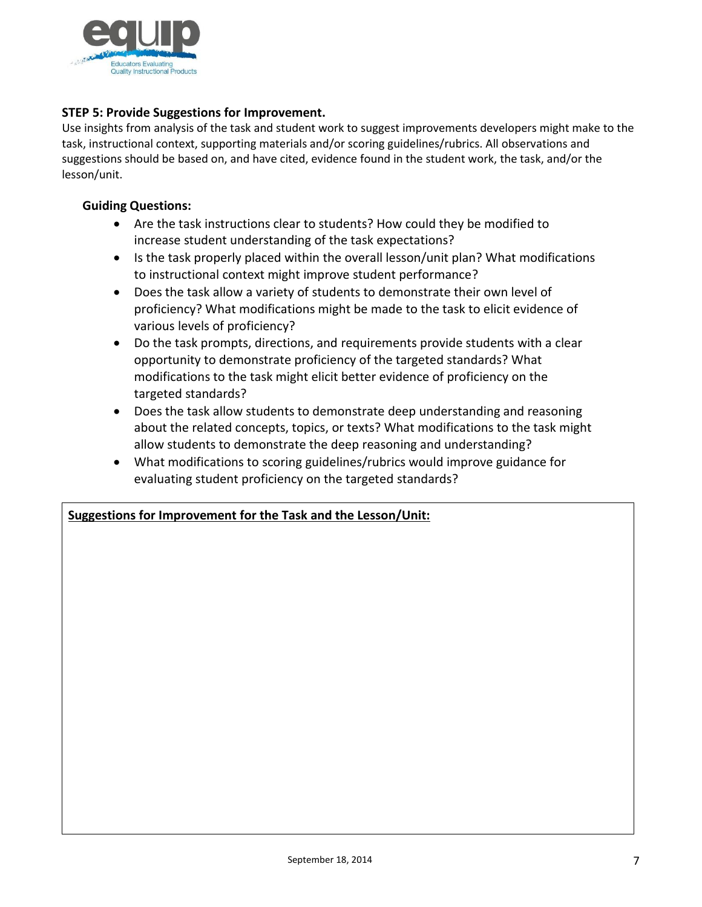**STEP 5: Provide Suggestions for Improvement.**

Use insights from analysis of the task and student work to suggest improvements developers might make to the task, instructional context, supporting materials and/or scoring guidelines/rubrics. All observations and suggestions should be based on, and have cited, evidence found in the student work, the task, and/or the lesson/unit.

**Guiding Questions:**

- Are the task instructions clear to students? How could they be modified to increase student understanding of the task expectations?
- Is the task properly placed within the overall lesson/unit plan? What modifications to instructional context might improve student performance?
- Does the task allow a variety of students to demonstrate their own level of proficiency? What modifications might be made to the task to elicit evidence of various levels of proficiency?
- Do the task prompts, directions, and requirements provide students with a clear opportunity to demonstrate proficiency of the targeted standards? What modifications to the task might elicit better evidence of proficiency on the targeted standards?
- Does the task allow students to demonstrate deep understanding and reasoning about the related concepts, topics, or texts? What modifications to the task might allow students to demonstrate the deep reasoning and understanding?
- What modifications to scoring guidelines/rubrics would improve guidance for evaluating student proficiency on the targeted standards?

| **Suggestions for Improvement for the Task and the Lesson/Unit:** |
| --- |
| |